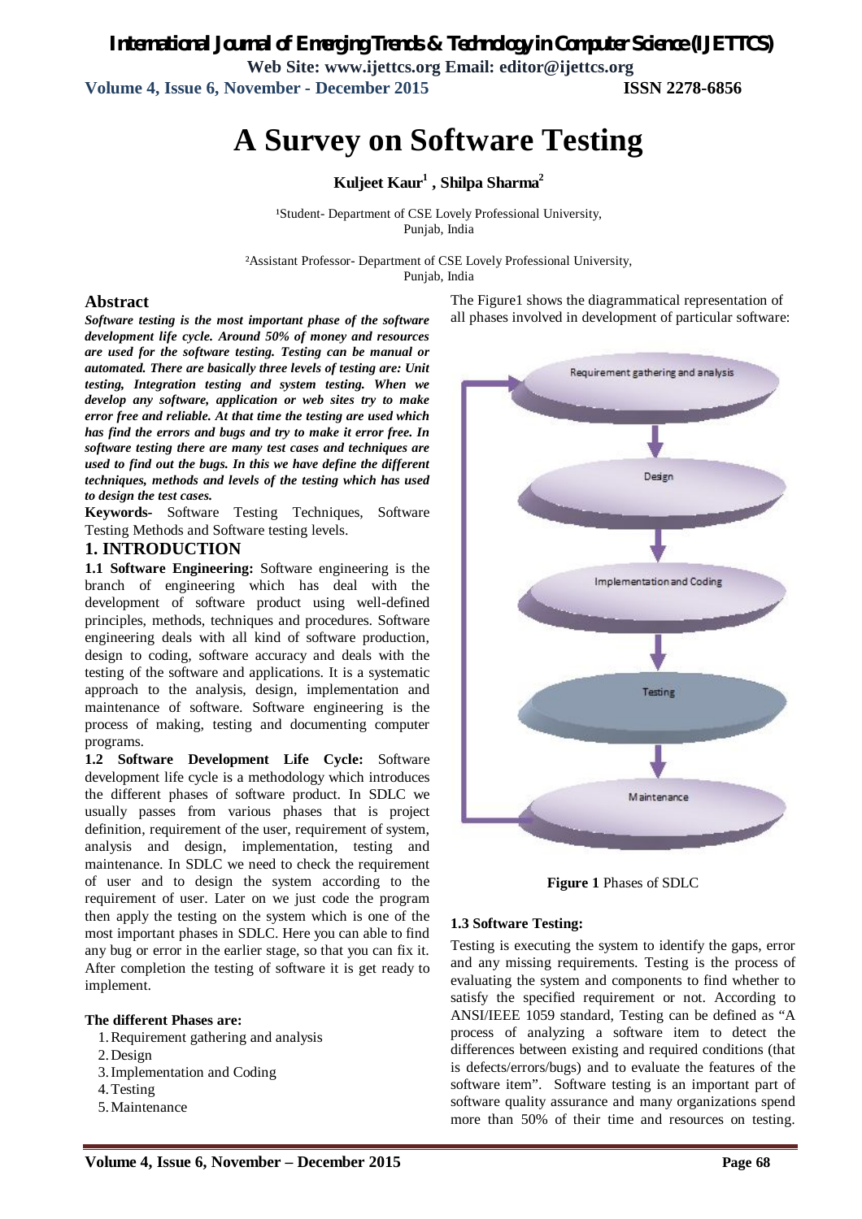# A Survey on Software Testing

**Kuljeet Kaur[1] , Shilpa Sharma[2]**

[1]Student- Department of CSE Lovely Professional University, Punjab, India

[2]Assistant Professor- Department of CSE Lovely Professional University, Punjab, India

## Abstract

***Software testing is the most important phase of the software development life cycle. Around 50% of money and resources are used for the software testing. Testing can be manual or automated. There are basically three levels of testing are: Unit testing, Integration testing and system testing. When we develop any software, application or web sites try to make error free and reliable. At that time the testing are used which has find the errors and bugs and try to make it error free. In software testing there are many test cases and techniques are used to find out the bugs. In this we have define the different techniques, methods and levels of the testing which has used to design the test cases.***

**Keywords-** Software Testing Techniques, Software Testing Methods and Software testing levels.

## 1. INTRODUCTION

**1.1 Software Engineering:** Software engineering is the branch of engineering which has deal with the development of software product using well-defined principles, methods, techniques and procedures. Software engineering deals with all kind of software production, design to coding, software accuracy and deals with the testing of the software and applications. It is a systematic approach to the analysis, design, implementation and maintenance of software. Software engineering is the process of making, testing and documenting computer programs.

**1.2 Software Development Life Cycle:** Software development life cycle is a methodology which introduces the different phases of software product. In SDLC we usually passes from various phases that is project definition, requirement of the user, requirement of system, analysis and design, implementation, testing and maintenance. In SDLC we need to check the requirement of user and to design the system according to the requirement of user. Later on we just code the program then apply the testing on the system which is one of the most important phases in SDLC. Here you can able to find any bug or error in the earlier stage, so that you can fix it. After completion the testing of software it is get ready to implement.

**The different Phases are:**

1. Requirement gathering and analysis
2. Design
3. Implementation and Coding
4. Testing
5. Maintenance

The Figure1 shows the diagrammatical representation of all phases involved in development of particular software:

Requirement gathering and analysis → Design → Implementation and Coding → Testing → Maintenance

**Figure 1** Phases of SDLC

### 1.3 Software Testing:

Testing is executing the system to identify the gaps, error and any missing requirements. Testing is the process of evaluating the system and components to find whether to satisfy the specified requirement or not. According to ANSI/IEEE 1059 standard, Testing can be defined as "A process of analyzing a software item to detect the differences between existing and required conditions (that is defects/errors/bugs) and to evaluate the features of the software item". Software testing is an important part of software quality assurance and many organizations spend more than 50% of their time and resources on testing.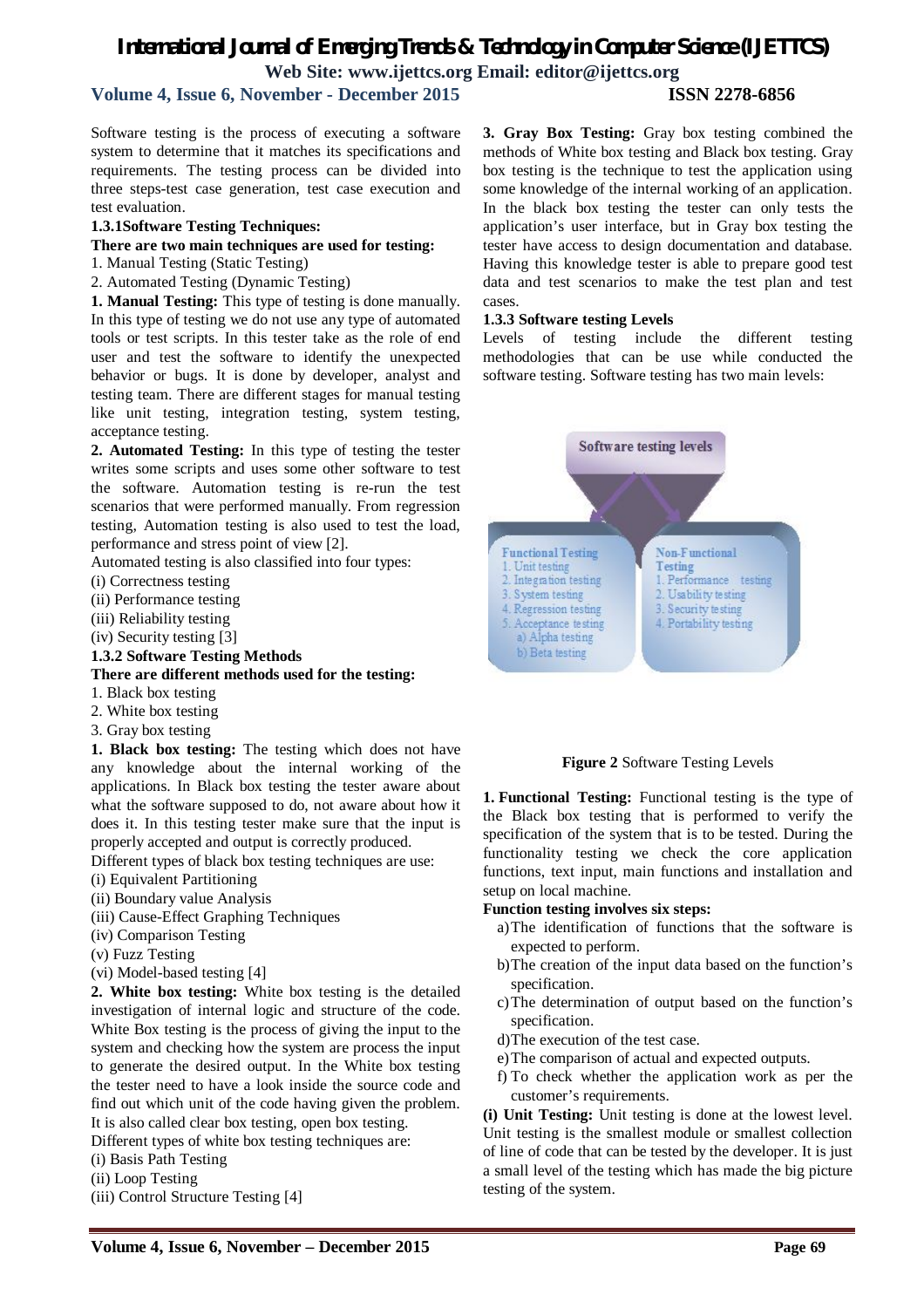Software testing is the process of executing a software system to determine that it matches its specifications and requirements. The testing process can be divided into three steps-test case generation, test case execution and test evaluation.

### 1.3.1Software Testing Techniques:

**There are two main techniques are used for testing:**

1. Manual Testing (Static Testing)
2. Automated Testing (Dynamic Testing)

**1. Manual Testing:** This type of testing is done manually. In this type of testing we do not use any type of automated tools or test scripts. In this tester take as the role of end user and test the software to identify the unexpected behavior or bugs. It is done by developer, analyst and testing team. There are different stages for manual testing like unit testing, integration testing, system testing, acceptance testing.

**2. Automated Testing:** In this type of testing the tester writes some scripts and uses some other software to test the software. Automation testing is re-run the test scenarios that were performed manually. From regression testing, Automation testing is also used to test the load, performance and stress point of view [2].

Automated testing is also classified into four types:

(i) Correctness testing
(ii) Performance testing
(iii) Reliability testing
(iv) Security testing [3]

### 1.3.2 Software Testing Methods

**There are different methods used for the testing:**

1. Black box testing
2. White box testing
3. Gray box testing

**1. Black box testing:** The testing which does not have any knowledge about the internal working of the applications. In Black box testing the tester aware about what the software supposed to do, not aware about how it does it. In this testing tester make sure that the input is properly accepted and output is correctly produced.

Different types of black box testing techniques are use:

(i) Equivalent Partitioning
(ii) Boundary value Analysis
(iii) Cause-Effect Graphing Techniques
(iv) Comparison Testing
(v) Fuzz Testing
(vi) Model-based testing [4]

**2. White box testing:** White box testing is the detailed investigation of internal logic and structure of the code. White Box testing is the process of giving the input to the system and checking how the system are process the input to generate the desired output. In the White box testing the tester need to have a look inside the source code and find out which unit of the code having given the problem. It is also called clear box testing, open box testing.

Different types of white box testing techniques are:

(i) Basis Path Testing
(ii) Loop Testing
(iii) Control Structure Testing [4]

**3. Gray Box Testing:** Gray box testing combined the methods of White box testing and Black box testing. Gray box testing is the technique to test the application using some knowledge of the internal working of an application. In the black box testing the tester can only tests the application's user interface, but in Gray box testing the tester have access to design documentation and database. Having this knowledge tester is able to prepare good test data and test scenarios to make the test plan and test cases.

### 1.3.3 Software testing Levels

Levels of testing include the different testing methodologies that can be use while conducted the software testing. Software testing has two main levels:

Software testing levels

Functional Testing
1. Unit testing
2. Integration testing
3. System testing
4. Regression testing
5. Acceptance testing
a) Alpha testing
b) Beta testing

Non-Functional Testing
1. Performance testing
2. Usability testing
3. Security testing
4. Portability testing

**Figure 2** Software Testing Levels

**1. Functional Testing:** Functional testing is the type of the Black box testing that is performed to verify the specification of the system that is to be tested. During the functionality testing we check the core application functions, text input, main functions and installation and setup on local machine.

**Function testing involves six steps:**

a) The identification of functions that the software is expected to perform.
b) The creation of the input data based on the function's specification.
c) The determination of output based on the function's specification.
d) The execution of the test case.
e) The comparison of actual and expected outputs.
f) To check whether the application work as per the customer's requirements.

**(i) Unit Testing:** Unit testing is done at the lowest level. Unit testing is the smallest module or smallest collection of line of code that can be tested by the developer. It is just a small level of the testing which has made the big picture testing of the system.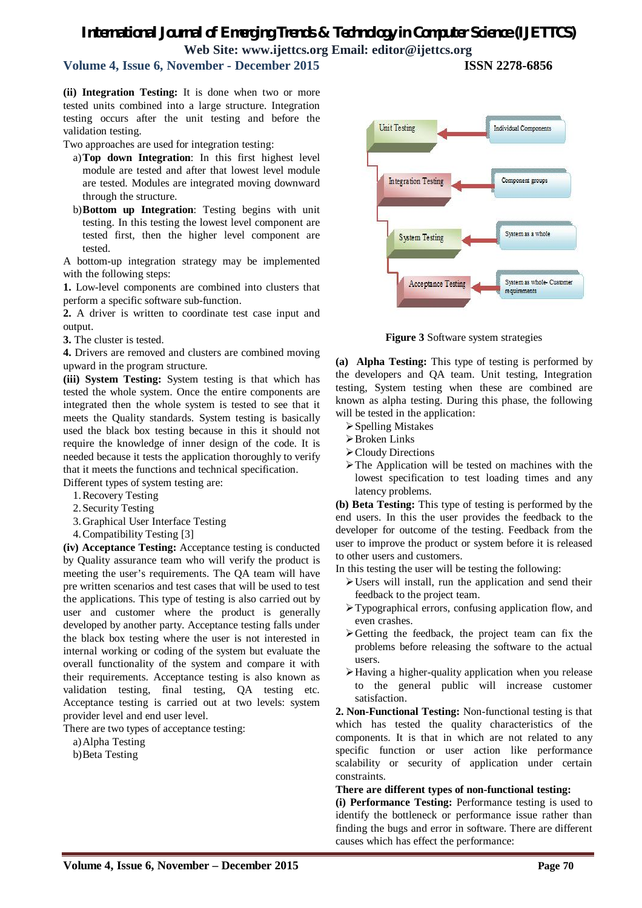**(ii) Integration Testing:** It is done when two or more tested units combined into a large structure. Integration testing occurs after the unit testing and before the validation testing.

Two approaches are used for integration testing:

a) **Top down Integration**: In this first highest level module are tested and after that lowest level module are tested. Modules are integrated moving downward through the structure.

b) **Bottom up Integration**: Testing begins with unit testing. In this testing the lowest level component are tested first, then the higher level component are tested.

A bottom-up integration strategy may be implemented with the following steps:

**1.** Low-level components are combined into clusters that perform a specific software sub-function.

**2.** A driver is written to coordinate test case input and output.

**3.** The cluster is tested.

**4.** Drivers are removed and clusters are combined moving upward in the program structure.

**(iii) System Testing:** System testing is that which has tested the whole system. Once the entire components are integrated then the whole system is tested to see that it meets the Quality standards. System testing is basically used the black box testing because in this it should not require the knowledge of inner design of the code. It is needed because it tests the application thoroughly to verify that it meets the functions and technical specification.

Different types of system testing are:

1. Recovery Testing
2. Security Testing
3. Graphical User Interface Testing
4. Compatibility Testing [3]

**(iv) Acceptance Testing:** Acceptance testing is conducted by Quality assurance team who will verify the product is meeting the user's requirements. The QA team will have pre written scenarios and test cases that will be used to test the applications. This type of testing is also carried out by user and customer where the product is generally developed by another party. Acceptance testing falls under the black box testing where the user is not interested in internal working or coding of the system but evaluate the overall functionality of the system and compare it with their requirements. Acceptance testing is also known as validation testing, final testing, QA testing etc. Acceptance testing is carried out at two levels: system provider level and end user level.

There are two types of acceptance testing:

a) Alpha Testing

b) Beta Testing

Unit Testing ← Individual Components

Integration Testing ← Component groups

System Testing ← System as a whole

Acceptance Testing ← System as whole- Customer requirements

**Figure 3** Software system strategies

**(a) Alpha Testing:** This type of testing is performed by the developers and QA team. Unit testing, Integration testing, System testing when these are combined are known as alpha testing. During this phase, the following will be tested in the application:

- Spelling Mistakes
- Broken Links
- Cloudy Directions
- The Application will be tested on machines with the lowest specification to test loading times and any latency problems.

**(b) Beta Testing:** This type of testing is performed by the end users. In this the user provides the feedback to the developer for outcome of the testing. Feedback from the user to improve the product or system before it is released to other users and customers.

In this testing the user will be testing the following:

- Users will install, run the application and send their feedback to the project team.
- Typographical errors, confusing application flow, and even crashes.
- Getting the feedback, the project team can fix the problems before releasing the software to the actual users.
- Having a higher-quality application when you release to the general public will increase customer satisfaction.

**2. Non-Functional Testing:** Non-functional testing is that which has tested the quality characteristics of the components. It is that in which are not related to any specific function or user action like performance scalability or security of application under certain constraints.

**There are different types of non-functional testing:**

**(i) Performance Testing:** Performance testing is used to identify the bottleneck or performance issue rather than finding the bugs and error in software. There are different causes which has effect the performance: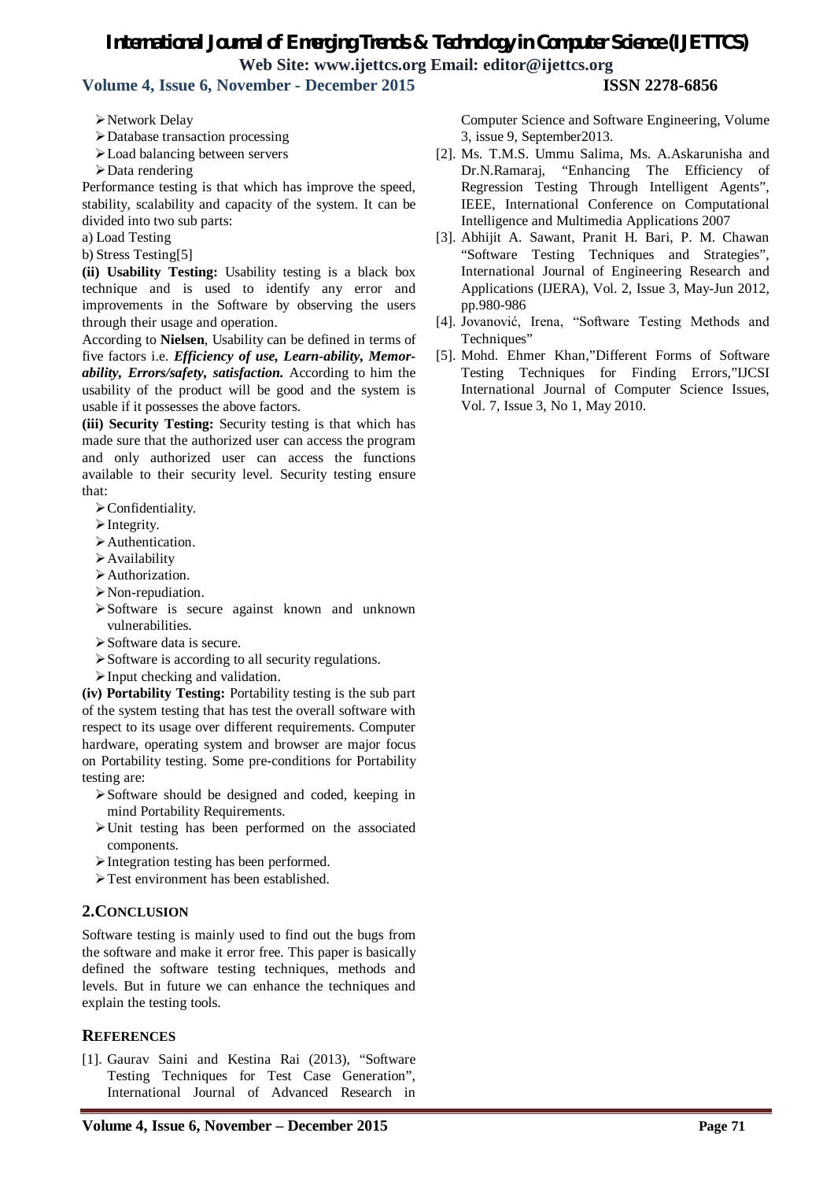- Network Delay
- Database transaction processing
- Load balancing between servers
- Data rendering

Performance testing is that which has improve the speed, stability, scalability and capacity of the system. It can be divided into two sub parts:

a) Load Testing

b) Stress Testing[5]

**(ii) Usability Testing:** Usability testing is a black box technique and is used to identify any error and improvements in the Software by observing the users through their usage and operation.

According to **Nielsen**, Usability can be defined in terms of five factors i.e. ***Efficiency of use, Learn-ability, Memor-ability, Errors/safety, satisfaction.*** According to him the usability of the product will be good and the system is usable if it possesses the above factors.

**(iii) Security Testing:** Security testing is that which has made sure that the authorized user can access the program and only authorized user can access the functions available to their security level. Security testing ensure that:

- Confidentiality.
- Integrity.
- Authentication.
- Availability
- Authorization.
- Non-repudiation.
- Software is secure against known and unknown vulnerabilities.
- Software data is secure.
- Software is according to all security regulations.
- Input checking and validation.

**(iv) Portability Testing:** Portability testing is the sub part of the system testing that has test the overall software with respect to its usage over different requirements. Computer hardware, operating system and browser are major focus on Portability testing. Some pre-conditions for Portability testing are:

- Software should be designed and coded, keeping in mind Portability Requirements.
- Unit testing has been performed on the associated components.
- Integration testing has been performed.
- Test environment has been established.

## 2.CONCLUSION

Software testing is mainly used to find out the bugs from the software and make it error free. This paper is basically defined the software testing techniques, methods and levels. But in future we can enhance the techniques and explain the testing tools.

## REFERENCES

[1]. Gaurav Saini and Kestina Rai (2013), "Software Testing Techniques for Test Case Generation", International Journal of Advanced Research in Computer Science and Software Engineering, Volume 3, issue 9, September2013.

[2]. Ms. T.M.S. Ummu Salima, Ms. A.Askarunisha and Dr.N.Ramaraj, "Enhancing The Efficiency of Regression Testing Through Intelligent Agents", IEEE, International Conference on Computational Intelligence and Multimedia Applications 2007

[3]. Abhijit A. Sawant, Pranit H. Bari, P. M. Chawan "Software Testing Techniques and Strategies", International Journal of Engineering Research and Applications (IJERA), Vol. 2, Issue 3, May-Jun 2012, pp.980-986

[4]. Jovanović, Irena, "Software Testing Methods and Techniques"

[5]. Mohd. Ehmer Khan,"Different Forms of Software Testing Techniques for Finding Errors,"IJCSI International Journal of Computer Science Issues, Vol. 7, Issue 3, No 1, May 2010.